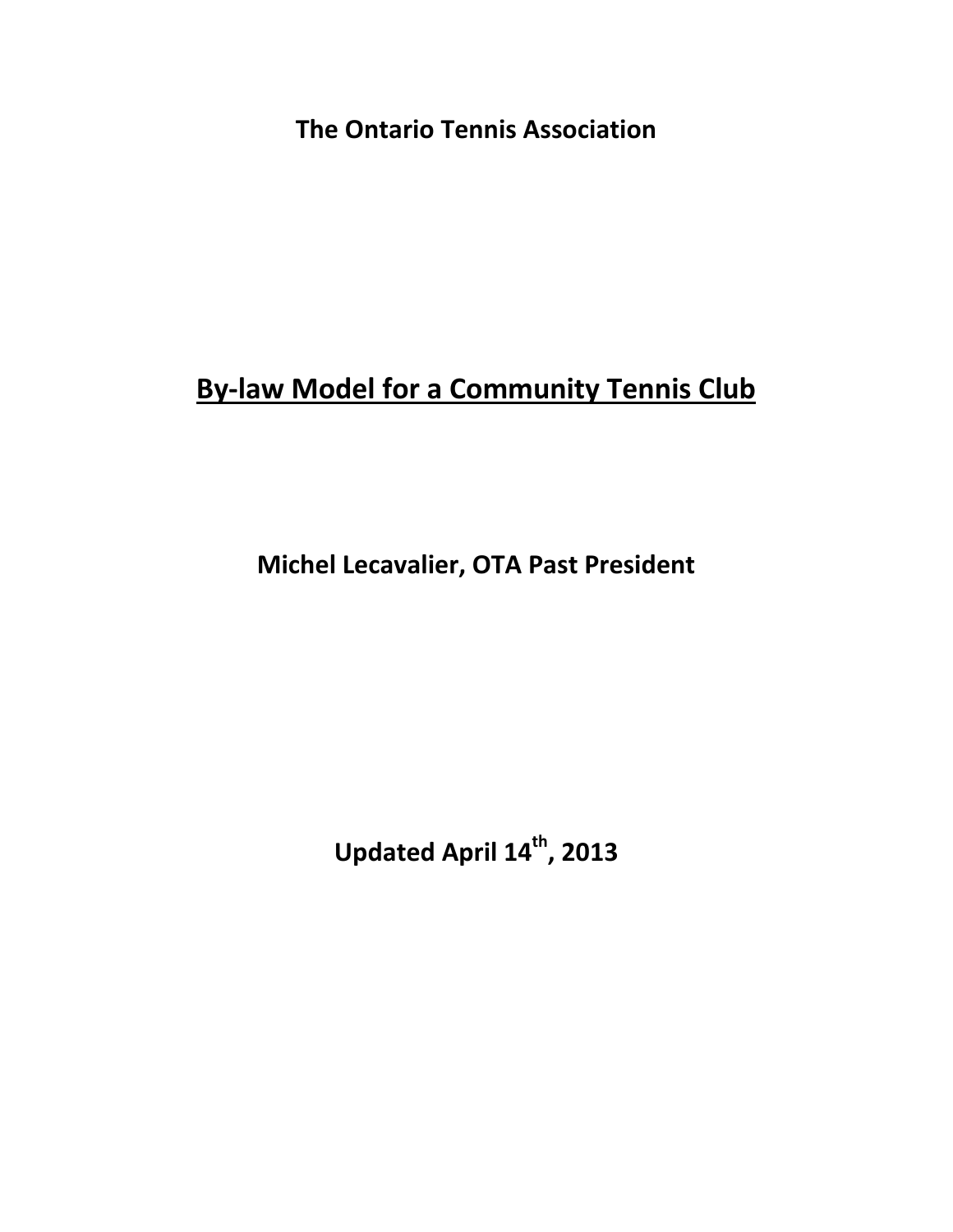**The Ontario Tennis Association**

# By-law Model for a Community Tennis Club

**Michel Lecavalier, OTA Past President**

**Updated April 14th, 2013**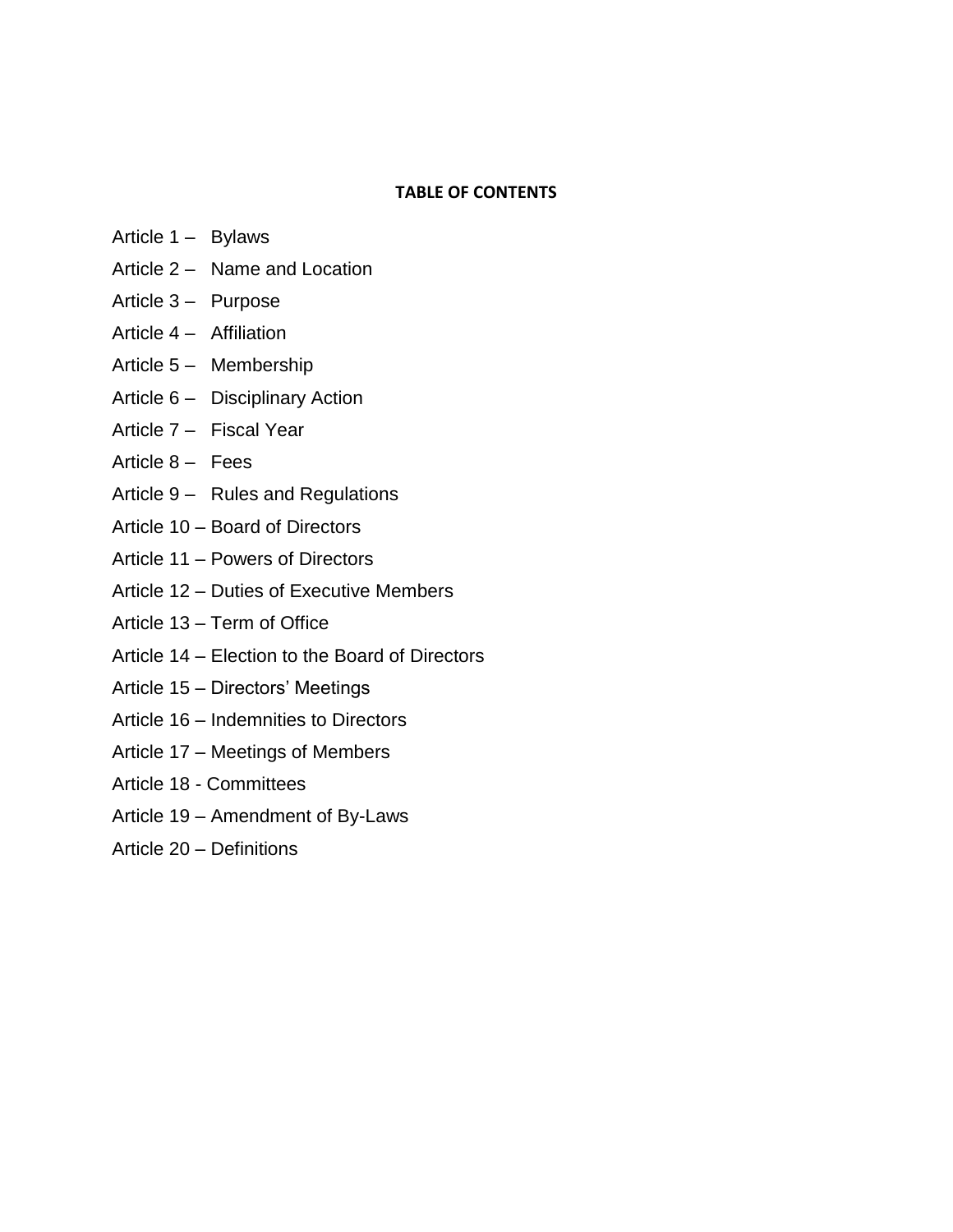## TABLE OF CONTENTS

Article 1 – Bylaws

Article 2 – Name and Location

Article 3 – Purpose

Article 4 – Affiliation

Article 5 – Membership

Article 6 – Disciplinary Action

Article 7 – Fiscal Year

Article 8 – Fees

Article 9 – Rules and Regulations

Article 10 – Board of Directors

Article 11 – Powers of Directors

Article 12 – Duties of Executive Members

Article 13 – Term of Office

Article 14 – Election to the Board of Directors

Article 15 – Directors' Meetings

Article 16 – Indemnities to Directors

Article 17 – Meetings of Members

Article 18 - Committees

Article 19 – Amendment of By-Laws

Article 20 – Definitions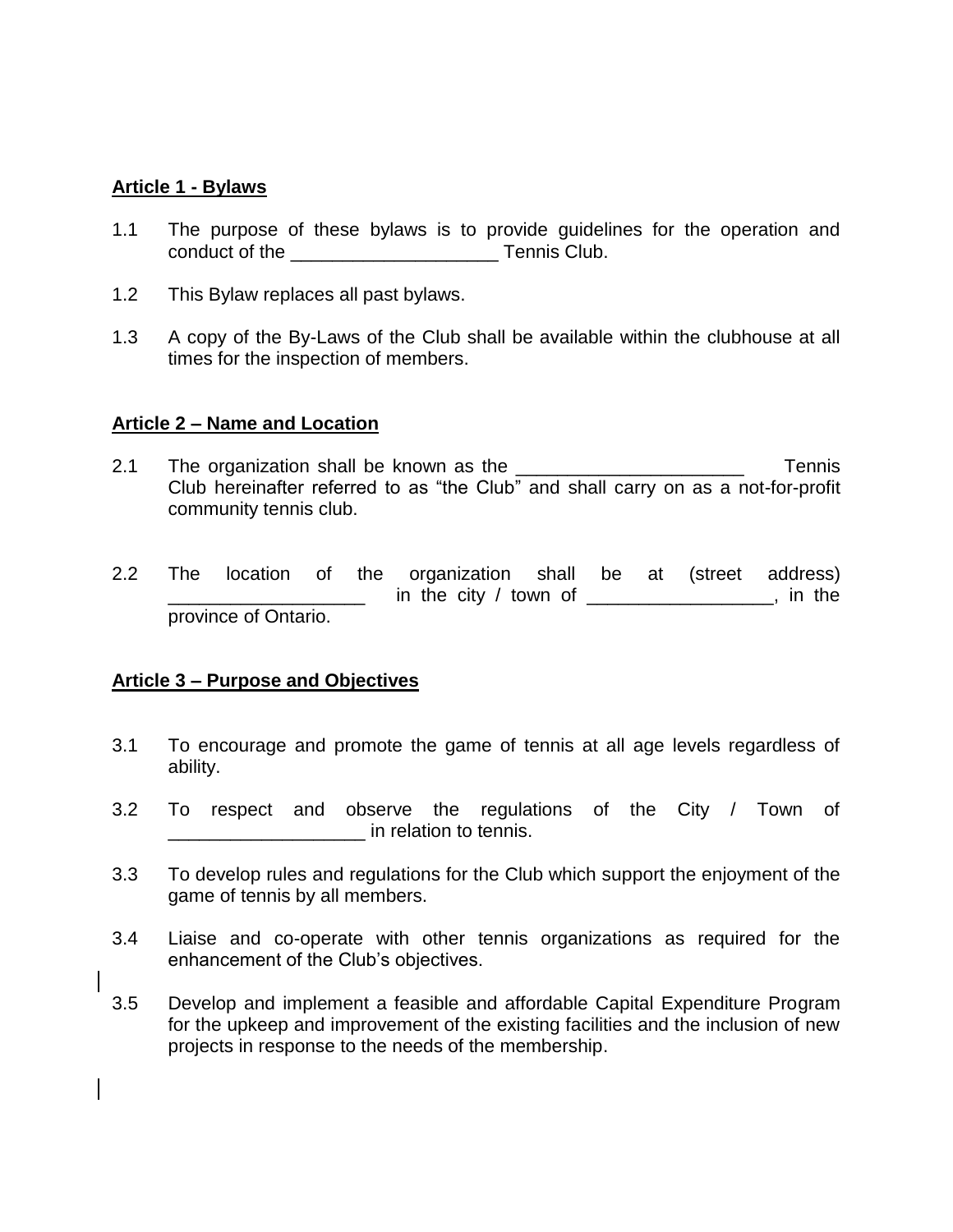**Article 1 - Bylaws**

1.1 The purpose of these bylaws is to provide guidelines for the operation and conduct of the ____________________ Tennis Club.

1.2 This Bylaw replaces all past bylaws.

1.3 A copy of the By-Laws of the Club shall be available within the clubhouse at all times for the inspection of members.

**Article 2 – Name and Location**

2.1 The organization shall be known as the ______________________ Tennis Club hereinafter referred to as "the Club" and shall carry on as a not-for-profit community tennis club.

2.2 The location of the organization shall be at (street address) ___________________ in the city / town of __________________, in the province of Ontario.

**Article 3 – Purpose and Objectives**

3.1 To encourage and promote the game of tennis at all age levels regardless of ability.

3.2 To respect and observe the regulations of the City / Town of ___________________ in relation to tennis.

3.3 To develop rules and regulations for the Club which support the enjoyment of the game of tennis by all members.

3.4 Liaise and co-operate with other tennis organizations as required for the enhancement of the Club's objectives.

3.5 Develop and implement a feasible and affordable Capital Expenditure Program for the upkeep and improvement of the existing facilities and the inclusion of new projects in response to the needs of the membership.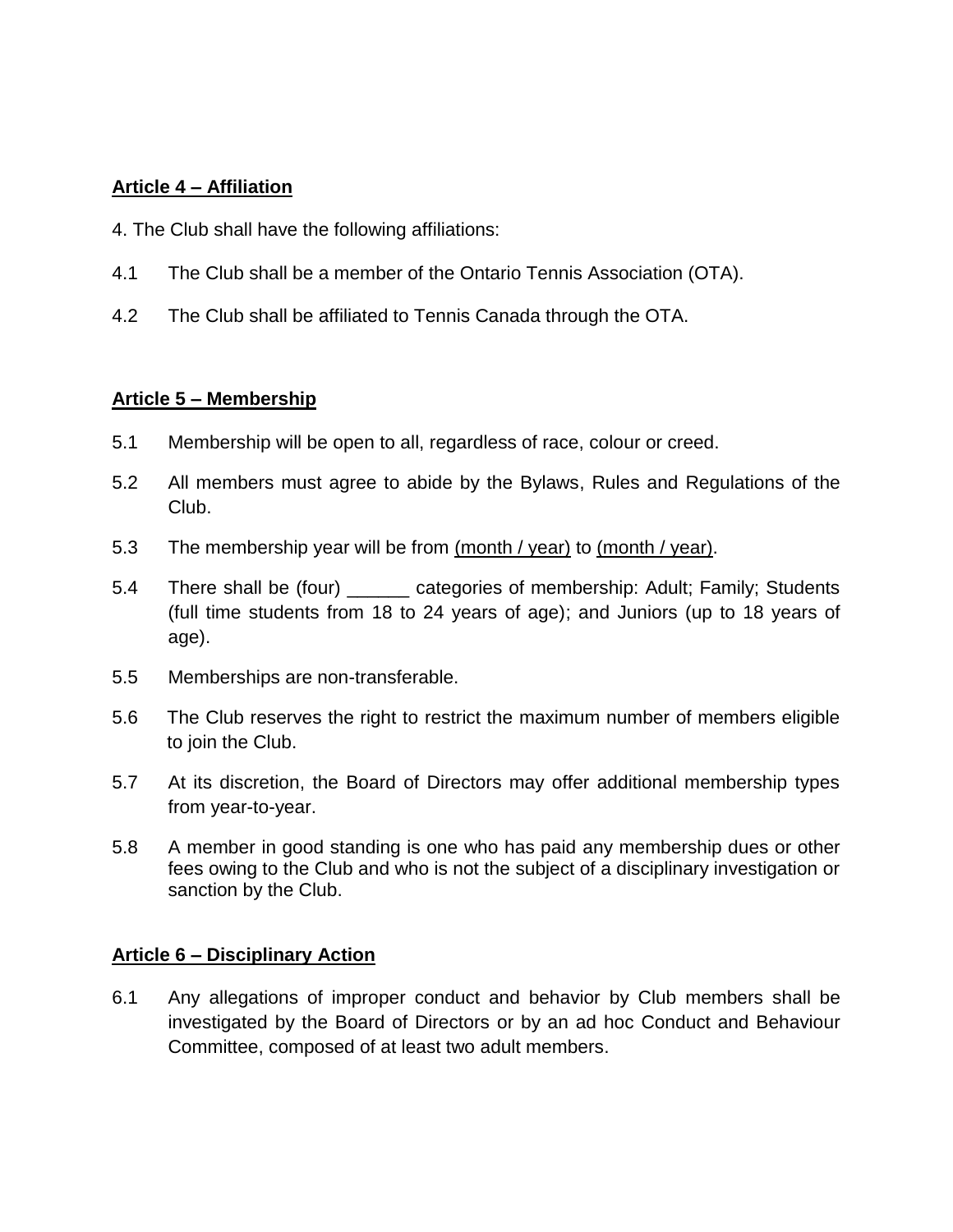**Article 4 – Affiliation**

4. The Club shall have the following affiliations:

4.1 The Club shall be a member of the Ontario Tennis Association (OTA).

4.2 The Club shall be affiliated to Tennis Canada through the OTA.

**Article 5 – Membership**

5.1 Membership will be open to all, regardless of race, colour or creed.

5.2 All members must agree to abide by the Bylaws, Rules and Regulations of the Club.

5.3 The membership year will be from (month / year) to (month / year).

5.4 There shall be (four) ______ categories of membership: Adult; Family; Students (full time students from 18 to 24 years of age); and Juniors (up to 18 years of age).

5.5 Memberships are non-transferable.

5.6 The Club reserves the right to restrict the maximum number of members eligible to join the Club.

5.7 At its discretion, the Board of Directors may offer additional membership types from year-to-year.

5.8 A member in good standing is one who has paid any membership dues or other fees owing to the Club and who is not the subject of a disciplinary investigation or sanction by the Club.

**Article 6 – Disciplinary Action**

6.1 Any allegations of improper conduct and behavior by Club members shall be investigated by the Board of Directors or by an ad hoc Conduct and Behaviour Committee, composed of at least two adult members.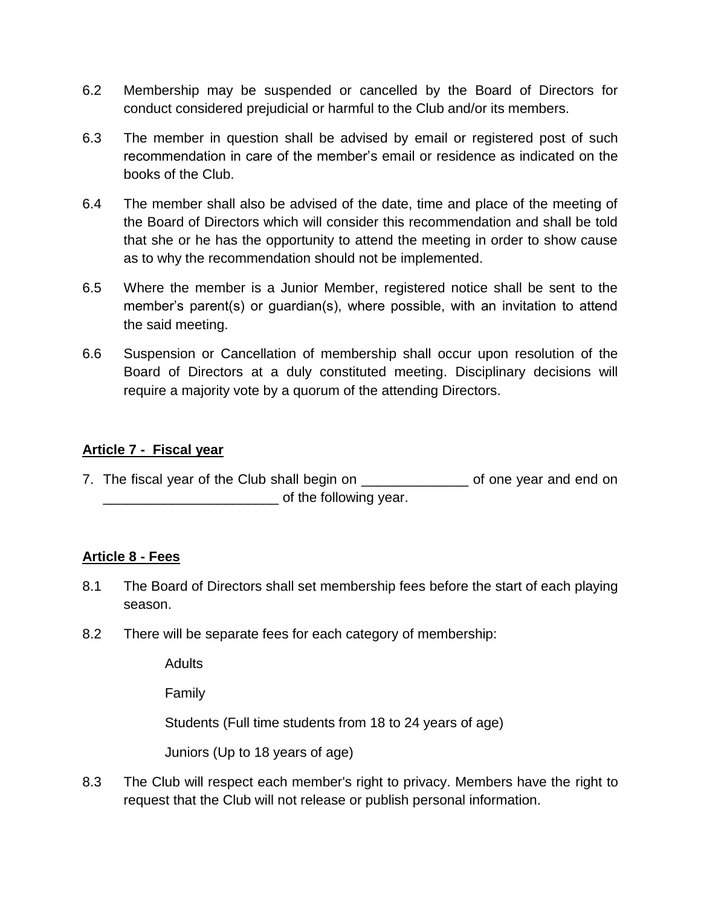6.2 Membership may be suspended or cancelled by the Board of Directors for conduct considered prejudicial or harmful to the Club and/or its members.

6.3 The member in question shall be advised by email or registered post of such recommendation in care of the member's email or residence as indicated on the books of the Club.

6.4 The member shall also be advised of the date, time and place of the meeting of the Board of Directors which will consider this recommendation and shall be told that she or he has the opportunity to attend the meeting in order to show cause as to why the recommendation should not be implemented.

6.5 Where the member is a Junior Member, registered notice shall be sent to the member's parent(s) or guardian(s), where possible, with an invitation to attend the said meeting.

6.6 Suspension or Cancellation of membership shall occur upon resolution of the Board of Directors at a duly constituted meeting. Disciplinary decisions will require a majority vote by a quorum of the attending Directors.

## Article 7 - Fiscal year

7. The fiscal year of the Club shall begin on ______________ of one year and end on _______________________ of the following year.

## Article 8 - Fees

8.1 The Board of Directors shall set membership fees before the start of each playing season.

8.2 There will be separate fees for each category of membership:

Adults

Family

Students (Full time students from 18 to 24 years of age)

Juniors (Up to 18 years of age)

8.3 The Club will respect each member's right to privacy. Members have the right to request that the Club will not release or publish personal information.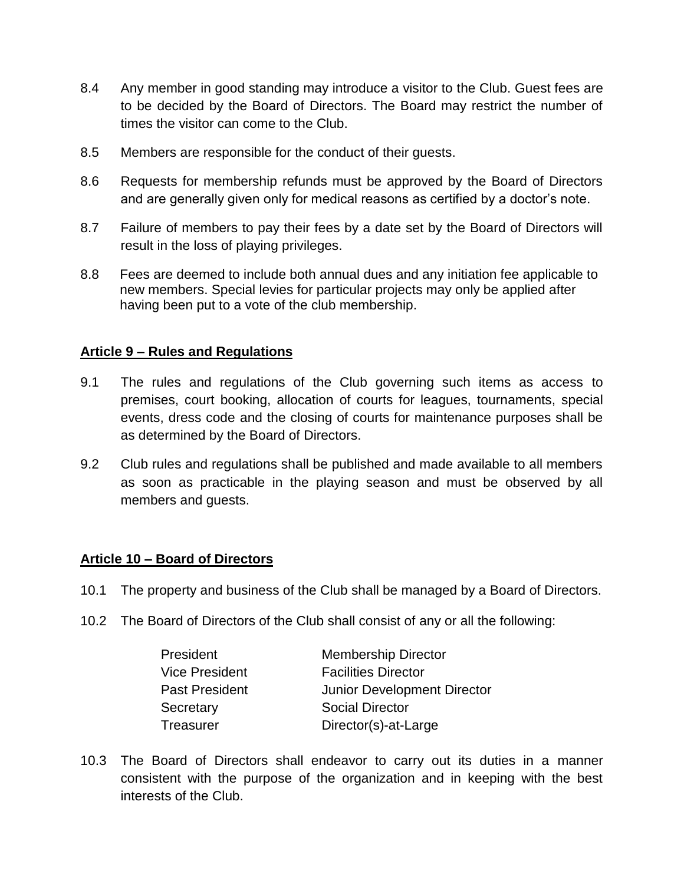8.4 Any member in good standing may introduce a visitor to the Club. Guest fees are to be decided by the Board of Directors. The Board may restrict the number of times the visitor can come to the Club.

8.5 Members are responsible for the conduct of their guests.

8.6 Requests for membership refunds must be approved by the Board of Directors and are generally given only for medical reasons as certified by a doctor's note.

8.7 Failure of members to pay their fees by a date set by the Board of Directors will result in the loss of playing privileges.

8.8 Fees are deemed to include both annual dues and any initiation fee applicable to new members. Special levies for particular projects may only be applied after having been put to a vote of the club membership.

## Article 9 – Rules and Regulations

9.1 The rules and regulations of the Club governing such items as access to premises, court booking, allocation of courts for leagues, tournaments, special events, dress code and the closing of courts for maintenance purposes shall be as determined by the Board of Directors.

9.2 Club rules and regulations shall be published and made available to all members as soon as practicable in the playing season and must be observed by all members and guests.

## Article 10 – Board of Directors

10.1 The property and business of the Club shall be managed by a Board of Directors.

10.2 The Board of Directors of the Club shall consist of any or all the following:

| | |
|---|---|
| President | Membership Director |
| Vice President | Facilities Director |
| Past President | Junior Development Director |
| Secretary | Social Director |
| Treasurer | Director(s)-at-Large |

10.3 The Board of Directors shall endeavor to carry out its duties in a manner consistent with the purpose of the organization and in keeping with the best interests of the Club.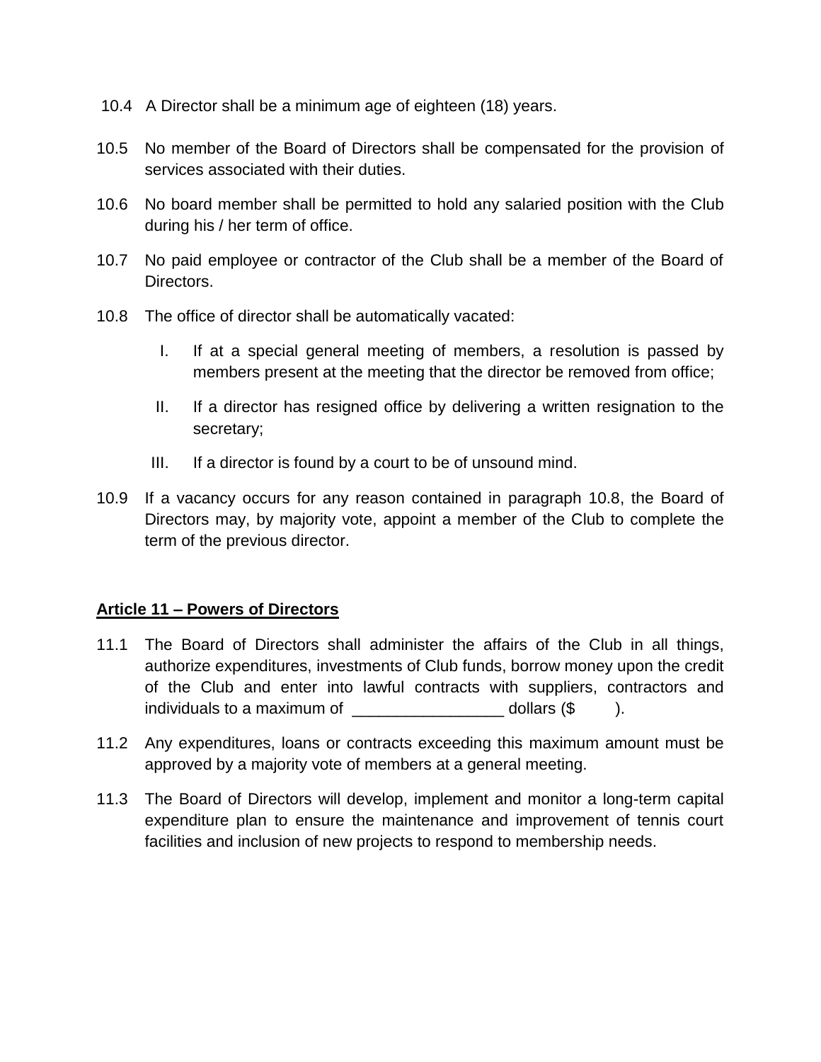10.4 A Director shall be a minimum age of eighteen (18) years.

10.5 No member of the Board of Directors shall be compensated for the provision of services associated with their duties.

10.6 No board member shall be permitted to hold any salaried position with the Club during his / her term of office.

10.7 No paid employee or contractor of the Club shall be a member of the Board of Directors.

10.8 The office of director shall be automatically vacated:

   I. If at a special general meeting of members, a resolution is passed by members present at the meeting that the director be removed from office;

   II. If a director has resigned office by delivering a written resignation to the secretary;

   III. If a director is found by a court to be of unsound mind.

10.9 If a vacancy occurs for any reason contained in paragraph 10.8, the Board of Directors may, by majority vote, appoint a member of the Club to complete the term of the previous director.

## Article 11 – Powers of Directors

11.1 The Board of Directors shall administer the affairs of the Club in all things, authorize expenditures, investments of Club funds, borrow money upon the credit of the Club and enter into lawful contracts with suppliers, contractors and individuals to a maximum of _________________ dollars ($ ).

11.2 Any expenditures, loans or contracts exceeding this maximum amount must be approved by a majority vote of members at a general meeting.

11.3 The Board of Directors will develop, implement and monitor a long-term capital expenditure plan to ensure the maintenance and improvement of tennis court facilities and inclusion of new projects to respond to membership needs.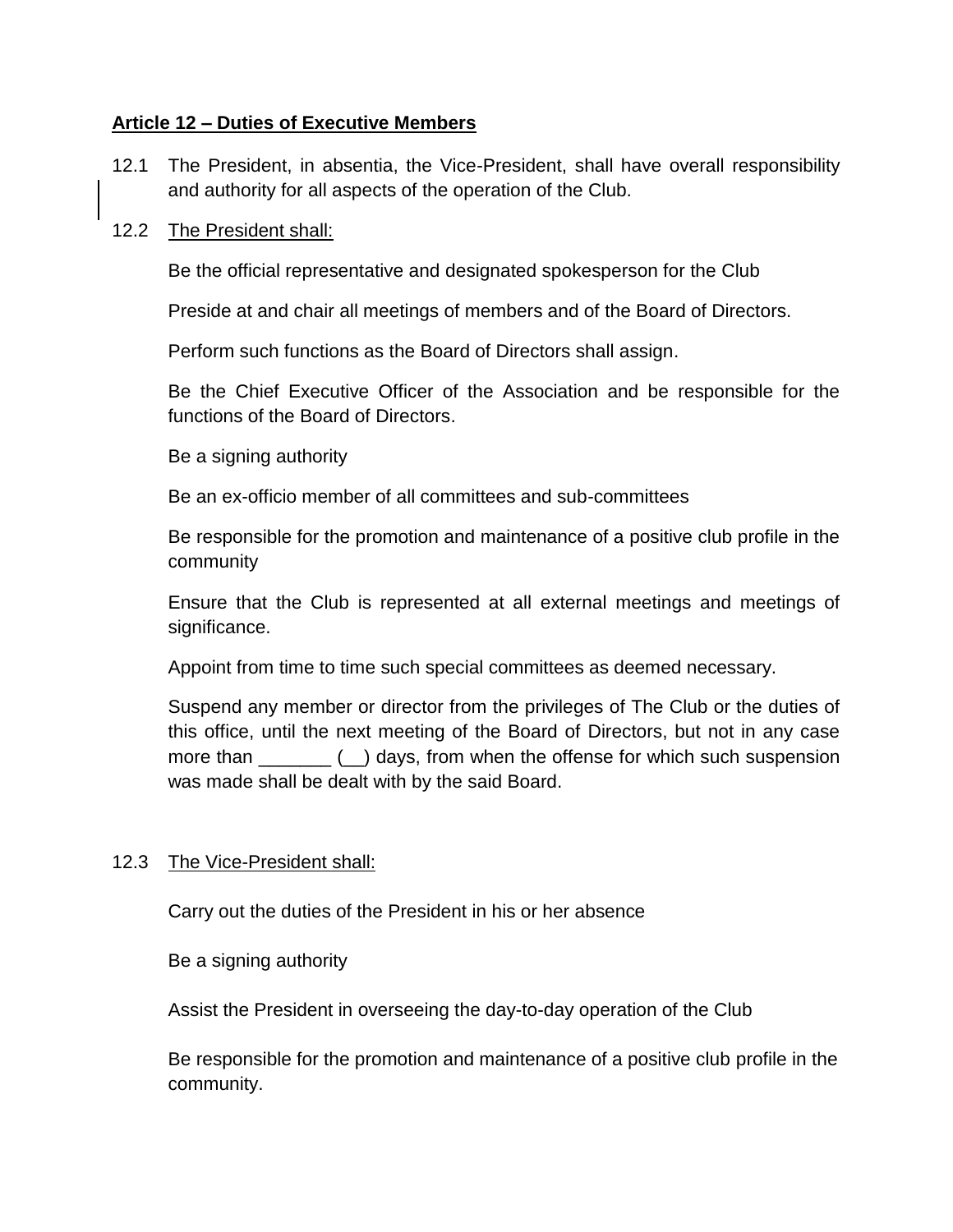**Article 12 – Duties of Executive Members**

12.1 The President, in absentia, the Vice-President, shall have overall responsibility and authority for all aspects of the operation of the Club.

12.2 The President shall:

Be the official representative and designated spokesperson for the Club

Preside at and chair all meetings of members and of the Board of Directors.

Perform such functions as the Board of Directors shall assign.

Be the Chief Executive Officer of the Association and be responsible for the functions of the Board of Directors.

Be a signing authority

Be an ex-officio member of all committees and sub-committees

Be responsible for the promotion and maintenance of a positive club profile in the community

Ensure that the Club is represented at all external meetings and meetings of significance.

Appoint from time to time such special committees as deemed necessary.

Suspend any member or director from the privileges of The Club or the duties of this office, until the next meeting of the Board of Directors, but not in any case more than _______ (__) days, from when the offense for which such suspension was made shall be dealt with by the said Board.

12.3 The Vice-President shall:

Carry out the duties of the President in his or her absence

Be a signing authority

Assist the President in overseeing the day-to-day operation of the Club

Be responsible for the promotion and maintenance of a positive club profile in the community.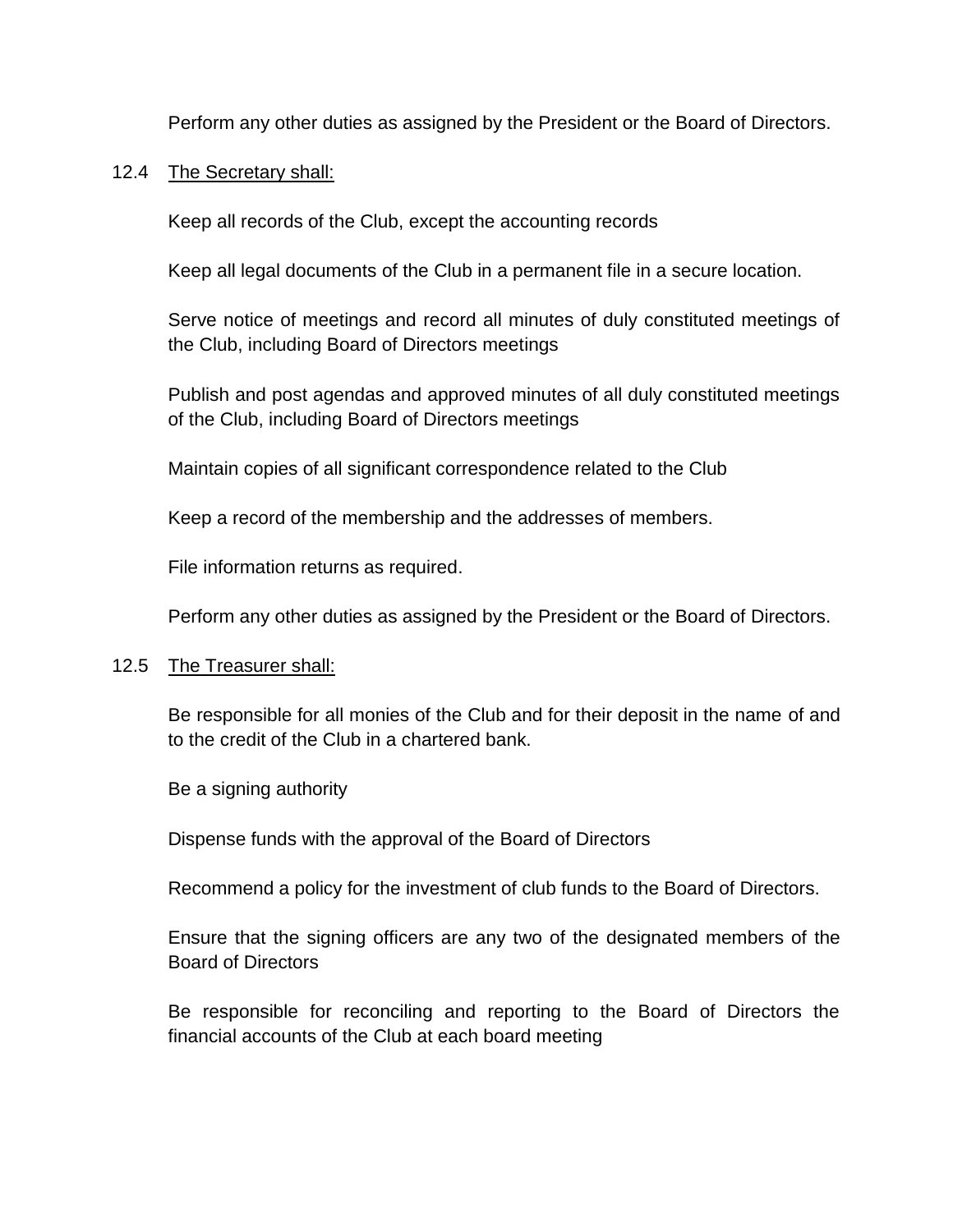Perform any other duties as assigned by the President or the Board of Directors.

12.4 <u>The Secretary shall:</u>

Keep all records of the Club, except the accounting records

Keep all legal documents of the Club in a permanent file in a secure location.

Serve notice of meetings and record all minutes of duly constituted meetings of the Club, including Board of Directors meetings

Publish and post agendas and approved minutes of all duly constituted meetings of the Club, including Board of Directors meetings

Maintain copies of all significant correspondence related to the Club

Keep a record of the membership and the addresses of members.

File information returns as required.

Perform any other duties as assigned by the President or the Board of Directors.

12.5 <u>The Treasurer shall:</u>

Be responsible for all monies of the Club and for their deposit in the name of and to the credit of the Club in a chartered bank.

Be a signing authority

Dispense funds with the approval of the Board of Directors

Recommend a policy for the investment of club funds to the Board of Directors.

Ensure that the signing officers are any two of the designated members of the Board of Directors

Be responsible for reconciling and reporting to the Board of Directors the financial accounts of the Club at each board meeting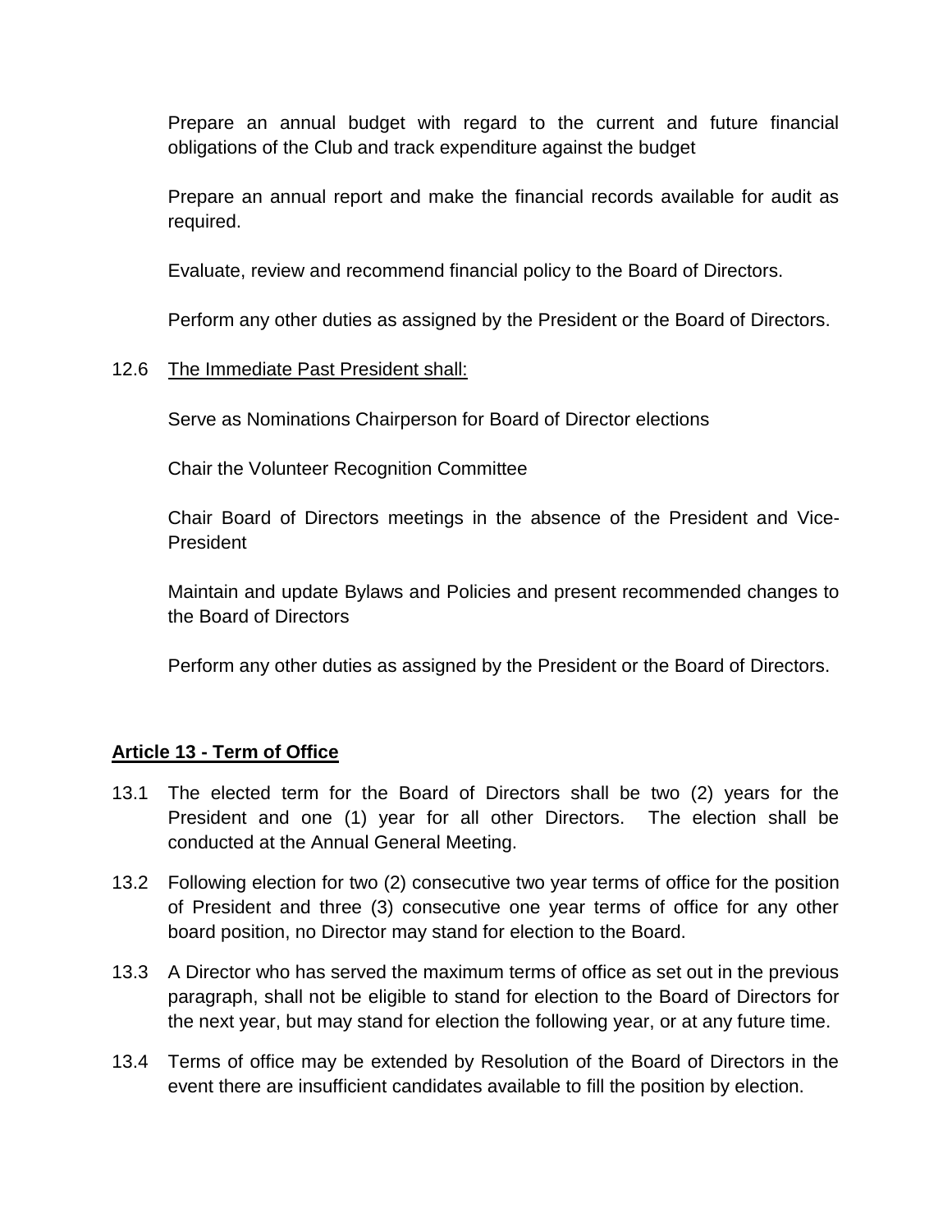Prepare an annual budget with regard to the current and future financial obligations of the Club and track expenditure against the budget

Prepare an annual report and make the financial records available for audit as required.

Evaluate, review and recommend financial policy to the Board of Directors.

Perform any other duties as assigned by the President or the Board of Directors.

12.6 The Immediate Past President shall:

Serve as Nominations Chairperson for Board of Director elections

Chair the Volunteer Recognition Committee

Chair Board of Directors meetings in the absence of the President and Vice-President

Maintain and update Bylaws and Policies and present recommended changes to the Board of Directors

Perform any other duties as assigned by the President or the Board of Directors.

## Article 13 - Term of Office

13.1 The elected term for the Board of Directors shall be two (2) years for the President and one (1) year for all other Directors. The election shall be conducted at the Annual General Meeting.

13.2 Following election for two (2) consecutive two year terms of office for the position of President and three (3) consecutive one year terms of office for any other board position, no Director may stand for election to the Board.

13.3 A Director who has served the maximum terms of office as set out in the previous paragraph, shall not be eligible to stand for election to the Board of Directors for the next year, but may stand for election the following year, or at any future time.

13.4 Terms of office may be extended by Resolution of the Board of Directors in the event there are insufficient candidates available to fill the position by election.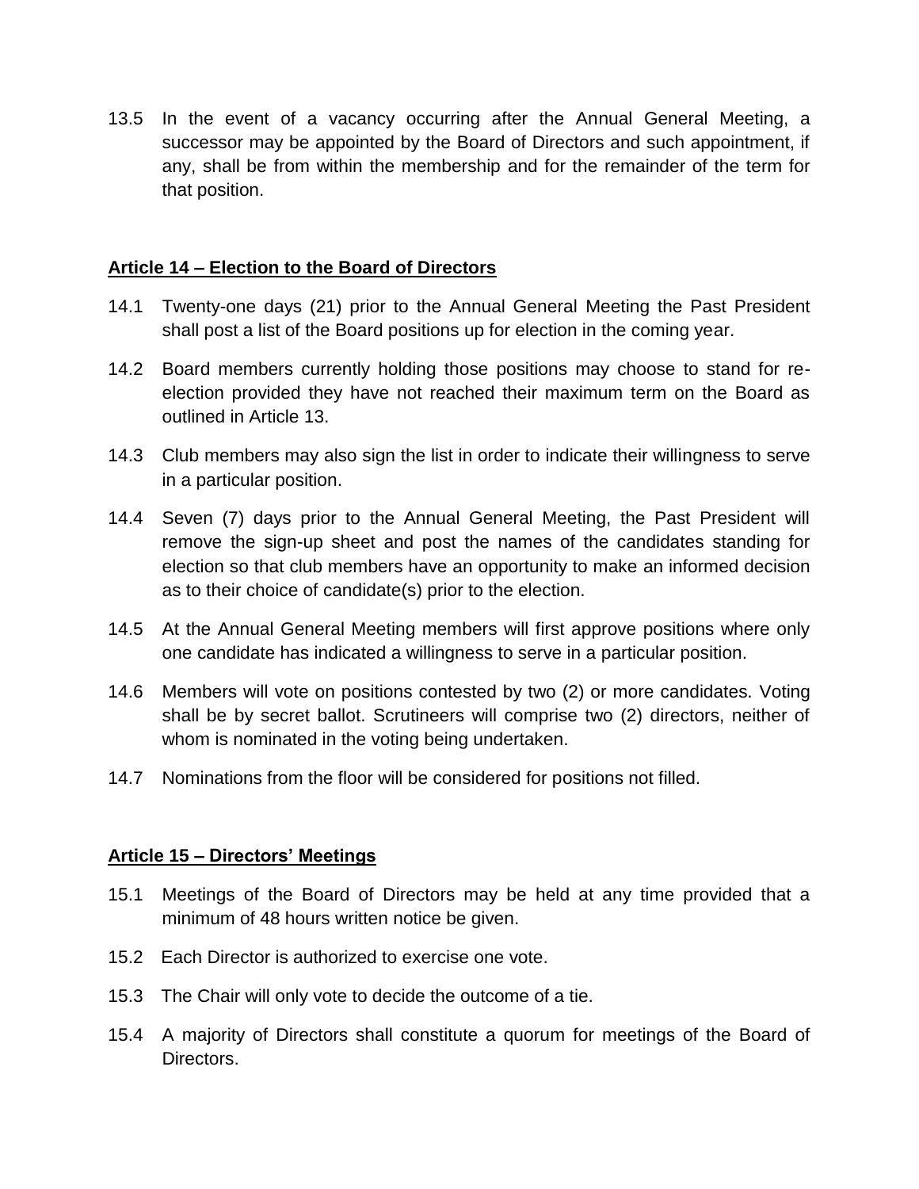13.5 In the event of a vacancy occurring after the Annual General Meeting, a successor may be appointed by the Board of Directors and such appointment, if any, shall be from within the membership and for the remainder of the term for that position.

## Article 14 – Election to the Board of Directors

14.1 Twenty-one days (21) prior to the Annual General Meeting the Past President shall post a list of the Board positions up for election in the coming year.

14.2 Board members currently holding those positions may choose to stand for re-election provided they have not reached their maximum term on the Board as outlined in Article 13.

14.3 Club members may also sign the list in order to indicate their willingness to serve in a particular position.

14.4 Seven (7) days prior to the Annual General Meeting, the Past President will remove the sign-up sheet and post the names of the candidates standing for election so that club members have an opportunity to make an informed decision as to their choice of candidate(s) prior to the election.

14.5 At the Annual General Meeting members will first approve positions where only one candidate has indicated a willingness to serve in a particular position.

14.6 Members will vote on positions contested by two (2) or more candidates. Voting shall be by secret ballot. Scrutineers will comprise two (2) directors, neither of whom is nominated in the voting being undertaken.

14.7 Nominations from the floor will be considered for positions not filled.

## Article 15 – Directors' Meetings

15.1 Meetings of the Board of Directors may be held at any time provided that a minimum of 48 hours written notice be given.

15.2 Each Director is authorized to exercise one vote.

15.3 The Chair will only vote to decide the outcome of a tie.

15.4 A majority of Directors shall constitute a quorum for meetings of the Board of Directors.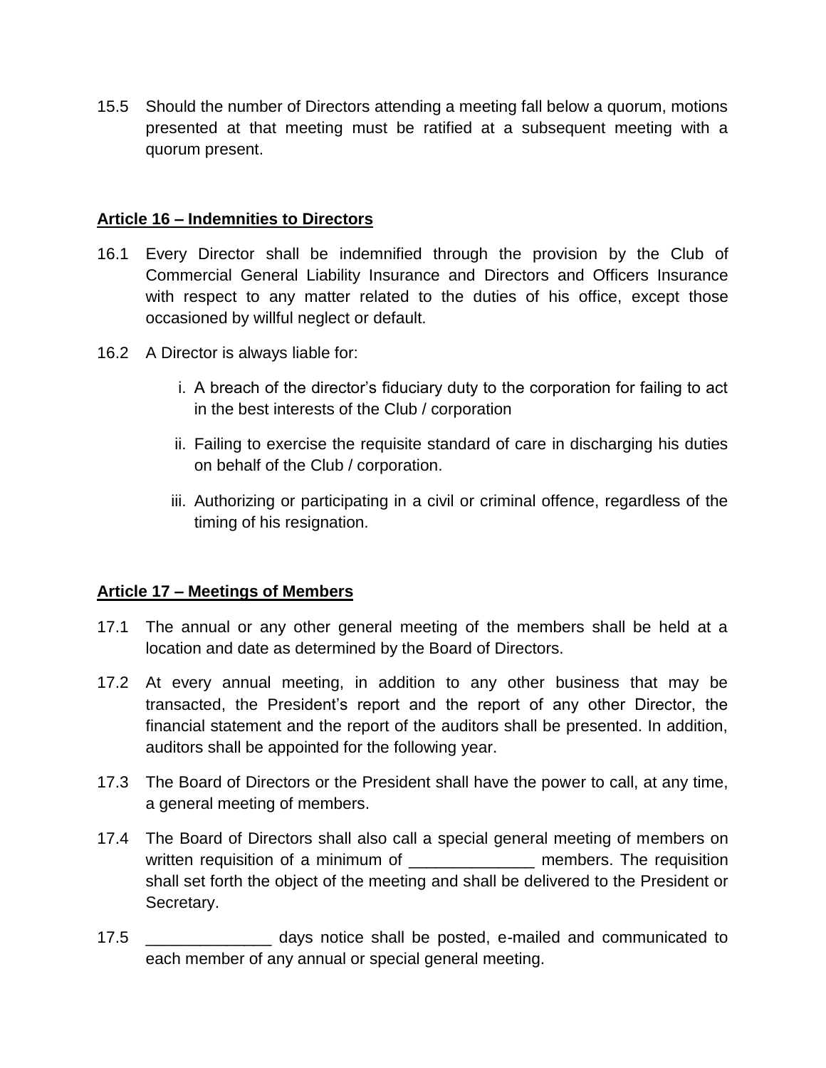15.5 Should the number of Directors attending a meeting fall below a quorum, motions presented at that meeting must be ratified at a subsequent meeting with a quorum present.

**Article 16 – Indemnities to Directors**

16.1 Every Director shall be indemnified through the provision by the Club of Commercial General Liability Insurance and Directors and Officers Insurance with respect to any matter related to the duties of his office, except those occasioned by willful neglect or default.

16.2 A Director is always liable for:

i. A breach of the director's fiduciary duty to the corporation for failing to act in the best interests of the Club / corporation

ii. Failing to exercise the requisite standard of care in discharging his duties on behalf of the Club / corporation.

iii. Authorizing or participating in a civil or criminal offence, regardless of the timing of his resignation.

**Article 17 – Meetings of Members**

17.1 The annual or any other general meeting of the members shall be held at a location and date as determined by the Board of Directors.

17.2 At every annual meeting, in addition to any other business that may be transacted, the President's report and the report of any other Director, the financial statement and the report of the auditors shall be presented. In addition, auditors shall be appointed for the following year.

17.3 The Board of Directors or the President shall have the power to call, at any time, a general meeting of members.

17.4 The Board of Directors shall also call a special general meeting of members on written requisition of a minimum of ______________ members. The requisition shall set forth the object of the meeting and shall be delivered to the President or Secretary.

17.5 ______________ days notice shall be posted, e-mailed and communicated to each member of any annual or special general meeting.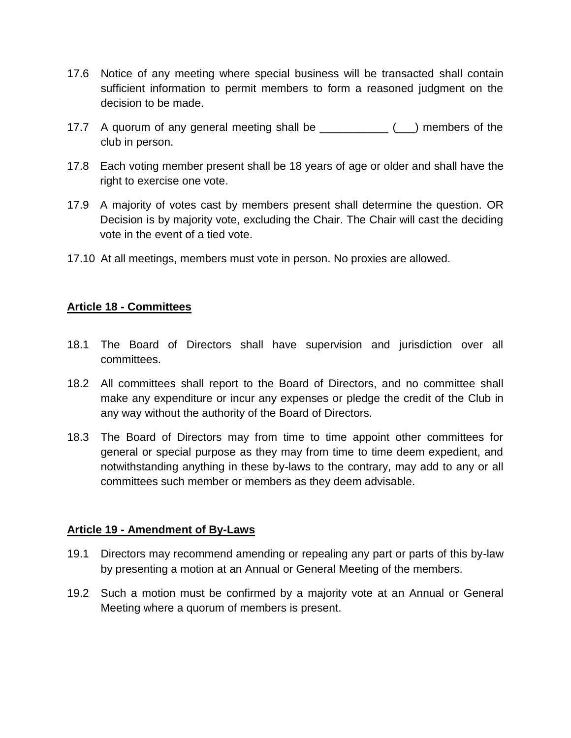17.6 Notice of any meeting where special business will be transacted shall contain sufficient information to permit members to form a reasoned judgment on the decision to be made.

17.7 A quorum of any general meeting shall be ___________ (___) members of the club in person.

17.8 Each voting member present shall be 18 years of age or older and shall have the right to exercise one vote.

17.9 A majority of votes cast by members present shall determine the question. OR Decision is by majority vote, excluding the Chair. The Chair will cast the deciding vote in the event of a tied vote.

17.10 At all meetings, members must vote in person. No proxies are allowed.

## Article 18 - Committees

18.1 The Board of Directors shall have supervision and jurisdiction over all committees.

18.2 All committees shall report to the Board of Directors, and no committee shall make any expenditure or incur any expenses or pledge the credit of the Club in any way without the authority of the Board of Directors.

18.3 The Board of Directors may from time to time appoint other committees for general or special purpose as they may from time to time deem expedient, and notwithstanding anything in these by-laws to the contrary, may add to any or all committees such member or members as they deem advisable.

## Article 19 - Amendment of By-Laws

19.1 Directors may recommend amending or repealing any part or parts of this by-law by presenting a motion at an Annual or General Meeting of the members.

19.2 Such a motion must be confirmed by a majority vote at an Annual or General Meeting where a quorum of members is present.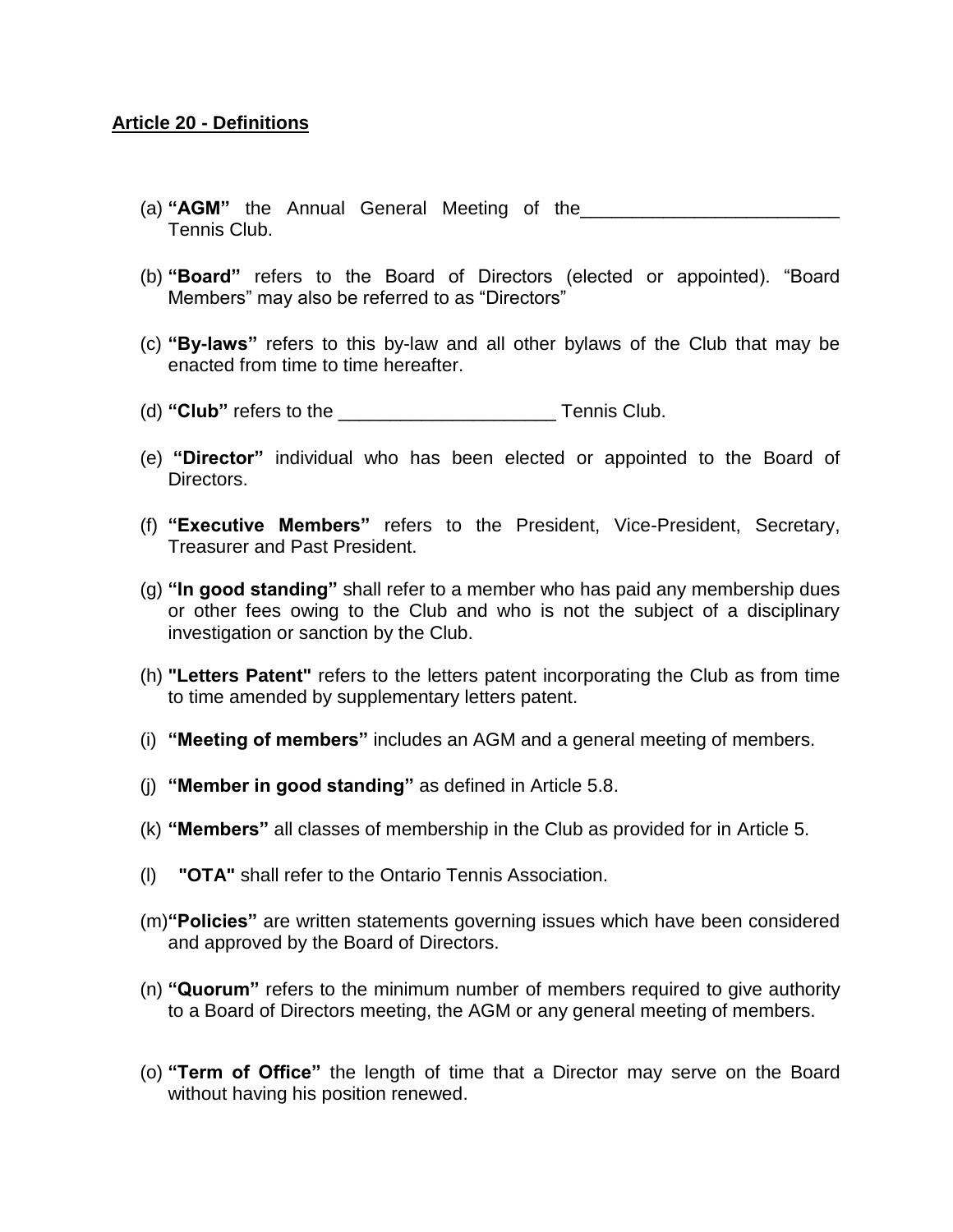**Article 20 - Definitions**

(a) **“AGM”** the Annual General Meeting of the_________________________ Tennis Club.

(b) **“Board”** refers to the Board of Directors (elected or appointed). “Board Members” may also be referred to as “Directors”

(c) **“By-laws”** refers to this by-law and all other bylaws of the Club that may be enacted from time to time hereafter.

(d) **“Club”** refers to the _____________________ Tennis Club.

(e) **“Director”** individual who has been elected or appointed to the Board of Directors.

(f) **“Executive Members”** refers to the President, Vice-President, Secretary, Treasurer and Past President.

(g) **“In good standing”** shall refer to a member who has paid any membership dues or other fees owing to the Club and who is not the subject of a disciplinary investigation or sanction by the Club.

(h) **"Letters Patent"** refers to the letters patent incorporating the Club as from time to time amended by supplementary letters patent.

(i) **“Meeting of members”** includes an AGM and a general meeting of members.

(j) **“Member in good standing”** as defined in Article 5.8.

(k) **“Members”** all classes of membership in the Club as provided for in Article 5.

(l) **"OTA"** shall refer to the Ontario Tennis Association.

(m) **“Policies”** are written statements governing issues which have been considered and approved by the Board of Directors.

(n) **“Quorum”** refers to the minimum number of members required to give authority to a Board of Directors meeting, the AGM or any general meeting of members.

(o) **“Term of Office”** the length of time that a Director may serve on the Board without having his position renewed.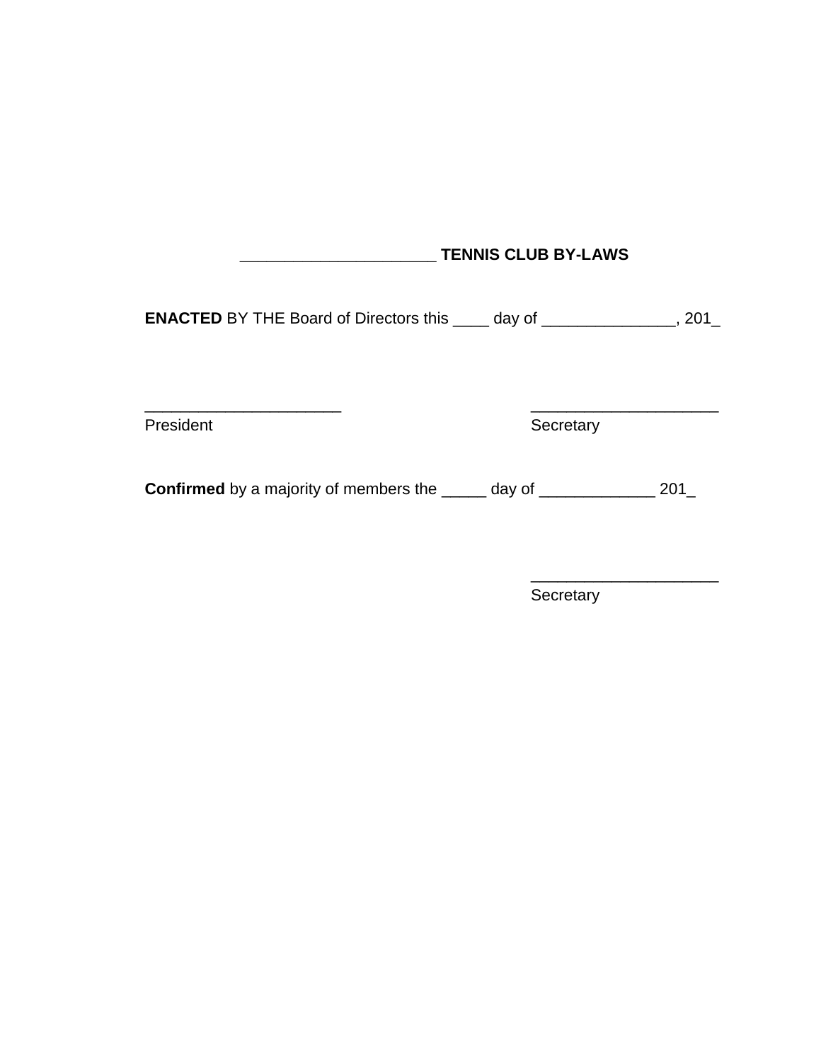**_____________________ TENNIS CLUB BY-LAWS**

**ENACTED** BY THE Board of Directors this ____ day of _______________, 201_

______________________ &nbsp;&nbsp;&nbsp;&nbsp;&nbsp;&nbsp;&nbsp;&nbsp;&nbsp;&nbsp;&nbsp;&nbsp; _____________________
President &nbsp;&nbsp;&nbsp;&nbsp;&nbsp;&nbsp;&nbsp;&nbsp;&nbsp;&nbsp;&nbsp;&nbsp;&nbsp;&nbsp;&nbsp;&nbsp;&nbsp;&nbsp;&nbsp;&nbsp;&nbsp;&nbsp;&nbsp;&nbsp; Secretary

**Confirmed** by a majority of members the _____ day of _____________ 201_

_____________________
Secretary